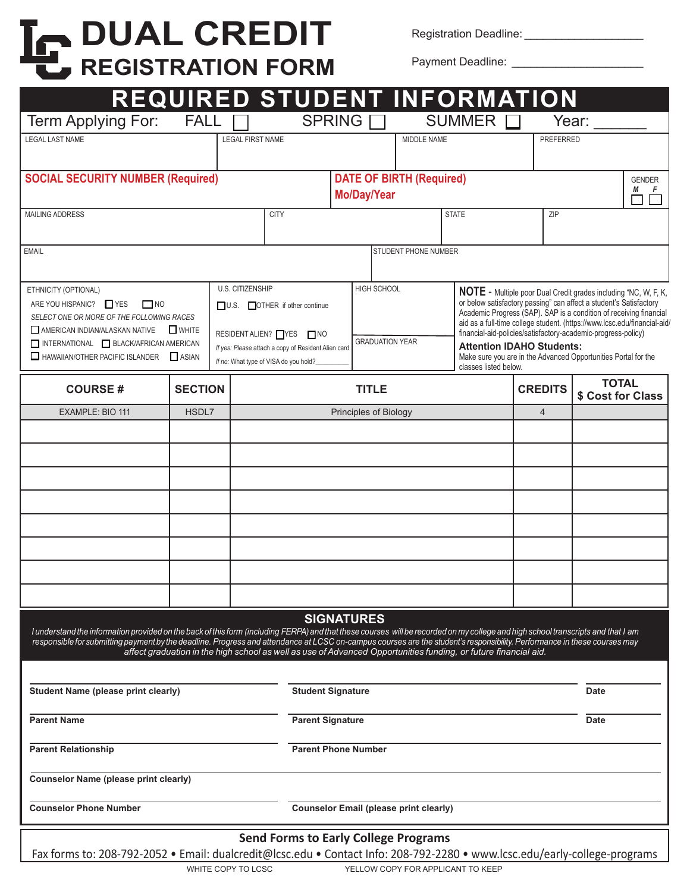# DUAL CREDIT REGISTRATION FORM

Registration Deadline: ___________________

Payment Deadline: ____________________

## REQUIRED STUDENT INFORMATION

Term Applying For: FALL ☐ SPRING ☐ SUMMER ☐ Year: ______

| LEGAL LAST NAME | LEGAL FIRST NAME | MIDDLE NAME | PREFERRED |
|---|---|---|---|
| | | | |

| SOCIAL SECURITY NUMBER (Required) | DATE OF BIRTH (Required) Mo/Day/Year | GENDER M ☐ F ☐ |
|---|---|---|
| | | |

| MAILING ADDRESS | CITY | STATE | ZIP |
|---|---|---|---|
| | | | |

| EMAIL | STUDENT PHONE NUMBER |
|---|---|
| | |

ETHNICITY (OPTIONAL)

ARE YOU HISPANIC? ☐ YES ☐ NO

*SELECT ONE OR MORE OF THE FOLLOWING RACES*

☐ AMERICAN INDIAN/ALASKAN NATIVE ☐ WHITE
☐ INTERNATIONAL ☐ BLACK/AFRICAN AMERICAN
☐ HAWAIIAN/OTHER PACIFIC ISLANDER ☐ ASIAN

U.S. CITIZENSHIP

☐ U.S. ☐ OTHER if other continue

RESIDENT ALIEN? ☐ YES ☐ NO

*If yes: Please attach a copy of Resident Alien card*

*If no: What type of VISA do you hold?*_________

HIGH SCHOOL

GRADUATION YEAR

**NOTE** - Multiple poor Dual Credit grades including "NC, W, F, K, or below satisfactory passing" can affect a student's Satisfactory Academic Progress (SAP). SAP is a condition of receiving financial aid as a full-time college student. (https://www.lcsc.edu/financial-aid/financial-aid-policies/satisfactory-academic-progress-policy)

**Attention IDAHO Students:**
Make sure you are in the Advanced Opportunities Portal for the classes listed below.

| COURSE # | SECTION | TITLE | CREDITS | TOTAL $ Cost for Class |
|---|---|---|---|---|
| EXAMPLE: BIO 111 | HSDL7 | Principles of Biology | 4 | |
| | | | | |
| | | | | |
| | | | | |
| | | | | |
| | | | | |
| | | | | |
| | | | | |
| | | | | |

## SIGNATURES

*I understand the information provided on the back of this form (including FERPA) and that these courses will be recorded on my college and high school transcripts and that I am responsible for submitting payment by the deadline. Progress and attendance at LCSC on-campus courses are the student's responsibility. Performance in these courses may affect graduation in the high school as well as use of Advanced Opportunities funding, or future financial aid.*

**Student Name (please print clearly)** ____________ **Student Signature** ____________ **Date** ______

**Parent Name** ____________ **Parent Signature** ____________ **Date** ______

**Parent Relationship** ____________ **Parent Phone Number** ____________

**Counselor Name (please print clearly)** ____________

**Counselor Phone Number** ____________ **Counselor Email (please print clearly)** ____________

**Send Forms to Early College Programs**

Fax forms to: 208-792-2052 • Email: dualcredit@lcsc.edu • Contact Info: 208-792-2280 • www.lcsc.edu/early-college-programs

WHITE COPY TO LCSC YELLOW COPY FOR APPLICANT TO KEEP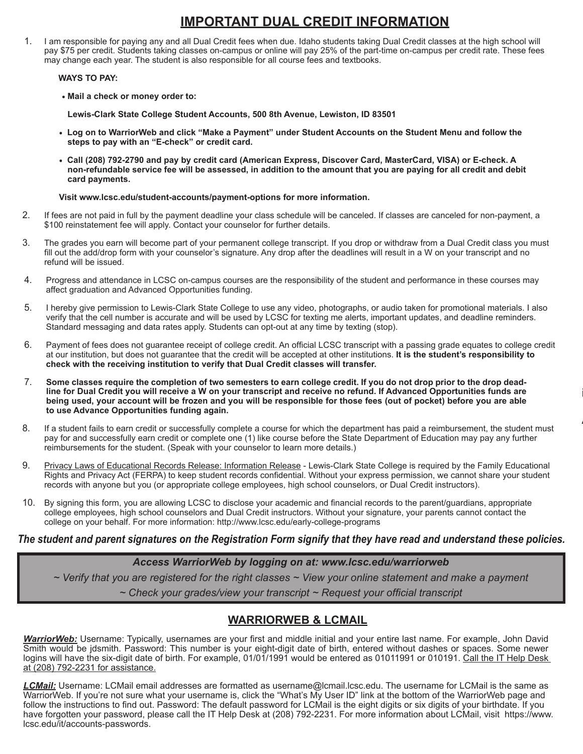# IMPORTANT DUAL CREDIT INFORMATION

1. I am responsible for paying any and all Dual Credit fees when due. Idaho students taking Dual Credit classes at the high school will pay $75 per credit. Students taking classes on-campus or online will pay 25% of the part-time on-campus per credit rate. These fees may change each year. The student is also responsible for all course fees and textbooks.

   **WAYS TO PAY:**

   - **Mail a check or money order to:**

     **Lewis-Clark State College Student Accounts, 500 8th Avenue, Lewiston, ID 83501**

   - **Log on to WarriorWeb and click "Make a Payment" under Student Accounts on the Student Menu and follow the steps to pay with an "E-check" or credit card.**

   - **Call (208) 792-2790 and pay by credit card (American Express, Discover Card, MasterCard, VISA) or E-check. A non-refundable service fee will be assessed, in addition to the amount that you are paying for all credit and debit card payments.**

   **Visit www.lcsc.edu/student-accounts/payment-options for more information.**

2. If fees are not paid in full by the payment deadline your class schedule will be canceled. If classes are canceled for non-payment, a $100 reinstatement fee will apply. Contact your counselor for further details.

3. The grades you earn will become part of your permanent college transcript. If you drop or withdraw from a Dual Credit class you must fill out the add/drop form with your counselor's signature. Any drop after the deadlines will result in a W on your transcript and no refund will be issued.

4. Progress and attendance in LCSC on-campus courses are the responsibility of the student and performance in these courses may affect graduation and Advanced Opportunities funding.

5. I hereby give permission to Lewis-Clark State College to use any video, photographs, or audio taken for promotional materials. I also verify that the cell number is accurate and will be used by LCSC for texting me alerts, important updates, and deadline reminders. Standard messaging and data rates apply. Students can opt-out at any time by texting (stop).

6. Payment of fees does not guarantee receipt of college credit. An official LCSC transcript with a passing grade equates to college credit at our institution, but does not guarantee that the credit will be accepted at other institutions. **It is the student's responsibility to check with the receiving institution to verify that Dual Credit classes will transfer.**

7. **Some classes require the completion of two semesters to earn college credit. If you do not drop prior to the drop deadline for Dual Credit you will receive a W on your transcript and receive no refund. If Advanced Opportunities funds are being used, your account will be frozen and you will be responsible for those fees (out of pocket) before you are able to use Advance Opportunities funding again.**

8. If a student fails to earn credit or successfully complete a course for which the department has paid a reimbursement, the student must pay for and successfully earn credit or complete one (1) like course before the State Department of Education may pay any further reimbursements for the student. (Speak with your counselor to learn more details.)

9. Privacy Laws of Educational Records Release: Information Release - Lewis-Clark State College is required by the Family Educational Rights and Privacy Act (FERPA) to keep student records confidential. Without your express permission, we cannot share your student records with anyone but you (or appropriate college employees, high school counselors, or Dual Credit instructors).

10. By signing this form, you are allowing LCSC to disclose your academic and financial records to the parent/guardians, appropriate college employees, high school counselors and Dual Credit instructors. Without your signature, your parents cannot contact the college on your behalf. For more information: http://www.lcsc.edu/early-college-programs

***The student and parent signatures on the Registration Form signify that they have read and understand these policies.***

***Access WarriorWeb by logging on at: www.lcsc.edu/warriorweb***

*~ Verify that you are registered for the right classes ~ View your online statement and make a payment*

*~ Check your grades/view your transcript ~ Request your official transcript*

## WARRIORWEB & LCMAIL

***WarriorWeb:*** Username: Typically, usernames are your first and middle initial and your entire last name. For example, John David Smith would be jdsmith. Password: This number is your eight-digit date of birth, entered without dashes or spaces. Some newer logins will have the six-digit date of birth. For example, 01/01/1991 would be entered as 01011991 or 010191. Call the IT Help Desk at (208) 792-2231 for assistance.

***LCMail:*** Username: LCMail email addresses are formatted as username@lcmail.lcsc.edu. The username for LCMail is the same as WarriorWeb. If you're not sure what your username is, click the "What's My User ID" link at the bottom of the WarriorWeb page and follow the instructions to find out. Password: The default password for LCMail is the eight digits or six digits of your birthdate. If you have forgotten your password, please call the IT Help Desk at (208) 792-2231. For more information about LCMail, visit https://www.lcsc.edu/it/accounts-passwords.